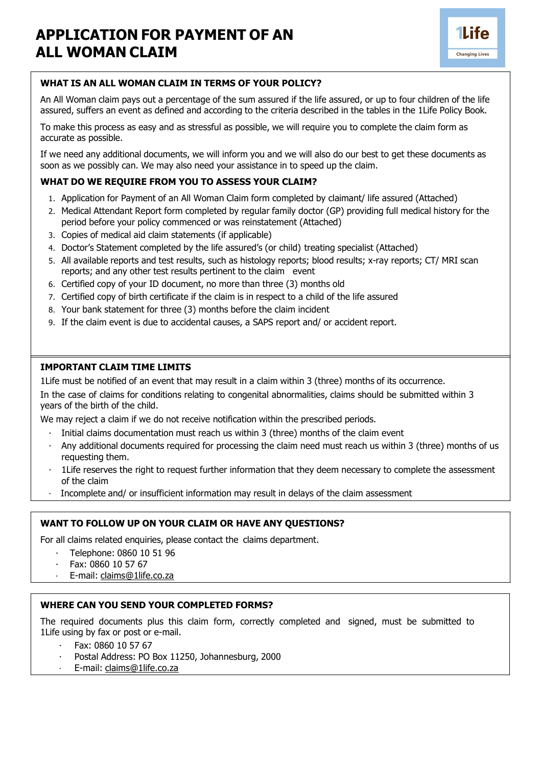# APPLICATION FOR PAYMENT OF AN ALL WOMAN CLAIM

1Life
Changing Lives

### WHAT IS AN ALL WOMAN CLAIM IN TERMS OF YOUR POLICY?

An All Woman claim pays out a percentage of the sum assured if the life assured, or up to four children of the life assured, suffers an event as defined and according to the criteria described in the tables in the 1Life Policy Book.

To make this process as easy and as stressful as possible, we will require you to complete the claim form as accurate as possible.

If we need any additional documents, we will inform you and we will also do our best to get these documents as soon as we possibly can. We may also need your assistance in to speed up the claim.

### WHAT DO WE REQUIRE FROM YOU TO ASSESS YOUR CLAIM?

1. Application for Payment of an All Woman Claim form completed by claimant/ life assured (Attached)
2. Medical Attendant Report form completed by regular family doctor (GP) providing full medical history for the period before your policy commenced or was reinstatement (Attached)
3. Copies of medical aid claim statements (if applicable)
4. Doctor's Statement completed by the life assured's (or child) treating specialist (Attached)
5. All available reports and test results, such as histology reports; blood results; x-ray reports; CT/ MRI scan reports; and any other test results pertinent to the claim event
6. Certified copy of your ID document, no more than three (3) months old
7. Certified copy of birth certificate if the claim is in respect to a child of the life assured
8. Your bank statement for three (3) months before the claim incident
9. If the claim event is due to accidental causes, a SAPS report and/ or accident report.

### IMPORTANT CLAIM TIME LIMITS

1Life must be notified of an event that may result in a claim within 3 (three) months of its occurrence.

In the case of claims for conditions relating to congenital abnormalities, claims should be submitted within 3 years of the birth of the child.

We may reject a claim if we do not receive notification within the prescribed periods.

- Initial claims documentation must reach us within 3 (three) months of the claim event
- Any additional documents required for processing the claim need must reach us within 3 (three) months of us requesting them.
- 1Life reserves the right to request further information that they deem necessary to complete the assessment of the claim
- Incomplete and/ or insufficient information may result in delays of the claim assessment

### WANT TO FOLLOW UP ON YOUR CLAIM OR HAVE ANY QUESTIONS?

For all claims related enquiries, please contact the claims department.

- Telephone: 0860 10 51 96
- Fax: 0860 10 57 67
- E-mail: claims@1life.co.za

### WHERE CAN YOU SEND YOUR COMPLETED FORMS?

The required documents plus this claim form, correctly completed and signed, must be submitted to 1Life using by fax or post or e-mail.

- Fax: 0860 10 57 67
- Postal Address: PO Box 11250, Johannesburg, 2000
- E-mail: claims@1life.co.za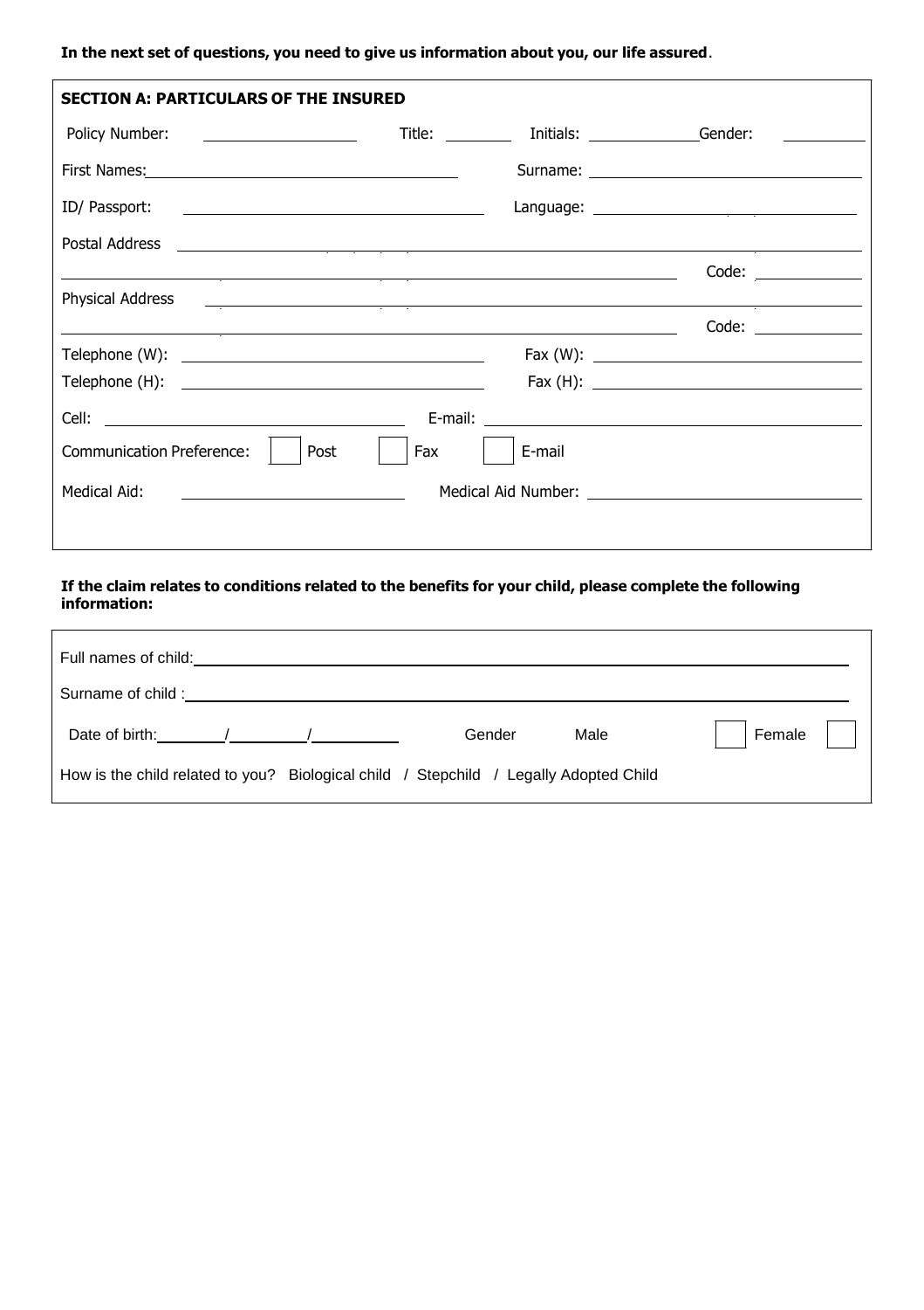**In the next set of questions, you need to give us information about you, our life assured**.

**SECTION A: PARTICULARS OF THE INSURED**

Policy Number: ______________ Title: ________ Initials: ____________ Gender: __________

First Names: ______________________________ Surname: ______________________________

ID/ Passport: ______________________________ Language: ______________________________

Postal Address ______________________________________________________________

______________________________________________________________ Code: __________

Physical Address ______________________________________________________________

______________________________________________________________ Code: __________

Telephone (W): ______________________________ Fax (W): ______________________________

Telephone (H): ______________________________ Fax (H): ______________________________

Cell: ______________________________ E-mail: ______________________________

Communication Preference: ☐ Post ☐ Fax ☐ E-mail

Medical Aid: ______________________ Medical Aid Number: ______________________________

**If the claim relates to conditions related to the benefits for your child, please complete the following information:**

Full names of child: ______________________________________________________________

Surname of child : ______________________________________________________________

Date of birth: ______ / ______ / ______ Gender Male ☐ Female ☐

How is the child related to you? Biological child / Stepchild / Legally Adopted Child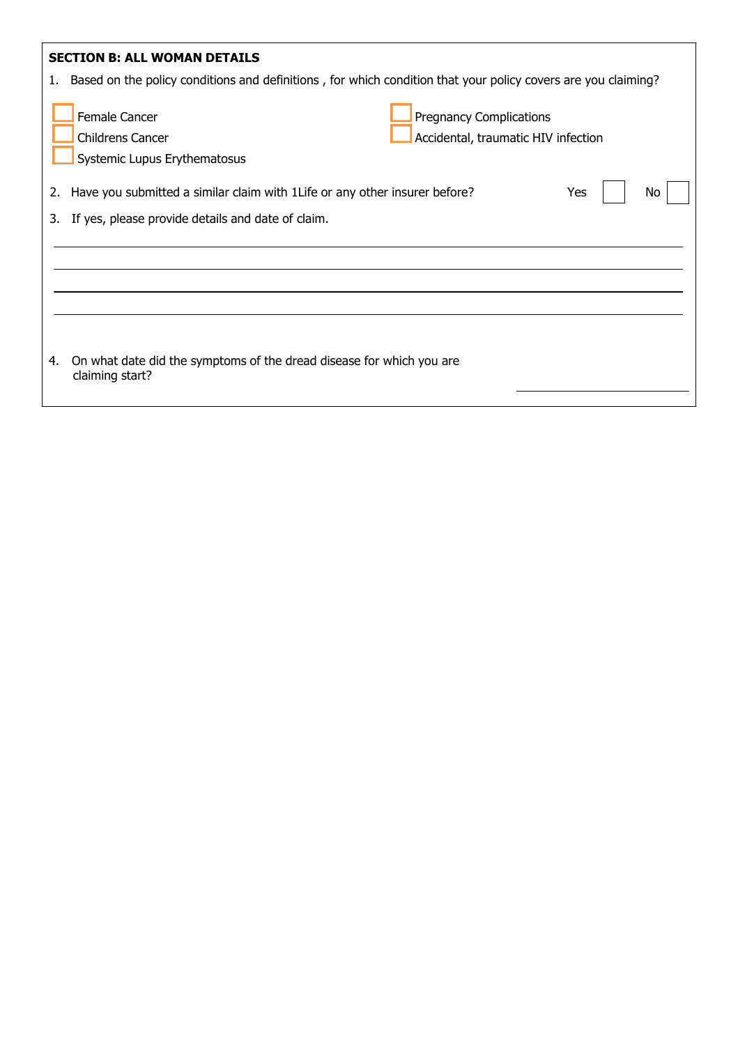**SECTION B: ALL WOMAN DETAILS**

1. Based on the policy conditions and definitions , for which condition that your policy covers are you claiming?

- ☐ Female Cancer
- ☐ Childrens Cancer
- ☐ Systemic Lupus Erythematosus
- ☐ Pregnancy Complications
- ☐ Accidental, traumatic HIV infection

2. Have you submitted a similar claim with 1Life or any other insurer before? Yes ☐ No ☐

3. If yes, please provide details and date of claim.

\_\_\_\_\_\_\_\_\_\_\_\_\_\_\_\_\_\_\_\_\_\_\_\_\_\_\_\_\_\_\_\_\_\_\_\_\_\_\_\_\_\_\_\_\_\_\_\_\_\_\_\_\_\_\_\_\_\_\_\_\_\_\_\_\_\_\_\_\_\_\_\_\_\_\_\_\_\_

\_\_\_\_\_\_\_\_\_\_\_\_\_\_\_\_\_\_\_\_\_\_\_\_\_\_\_\_\_\_\_\_\_\_\_\_\_\_\_\_\_\_\_\_\_\_\_\_\_\_\_\_\_\_\_\_\_\_\_\_\_\_\_\_\_\_\_\_\_\_\_\_\_\_\_\_\_\_

\_\_\_\_\_\_\_\_\_\_\_\_\_\_\_\_\_\_\_\_\_\_\_\_\_\_\_\_\_\_\_\_\_\_\_\_\_\_\_\_\_\_\_\_\_\_\_\_\_\_\_\_\_\_\_\_\_\_\_\_\_\_\_\_\_\_\_\_\_\_\_\_\_\_\_\_\_\_

\_\_\_\_\_\_\_\_\_\_\_\_\_\_\_\_\_\_\_\_\_\_\_\_\_\_\_\_\_\_\_\_\_\_\_\_\_\_\_\_\_\_\_\_\_\_\_\_\_\_\_\_\_\_\_\_\_\_\_\_\_\_\_\_\_\_\_\_\_\_\_\_\_\_\_\_\_\_

4. On what date did the symptoms of the dread disease for which you are claiming start? \_\_\_\_\_\_\_\_\_\_\_\_\_\_\_\_\_\_\_\_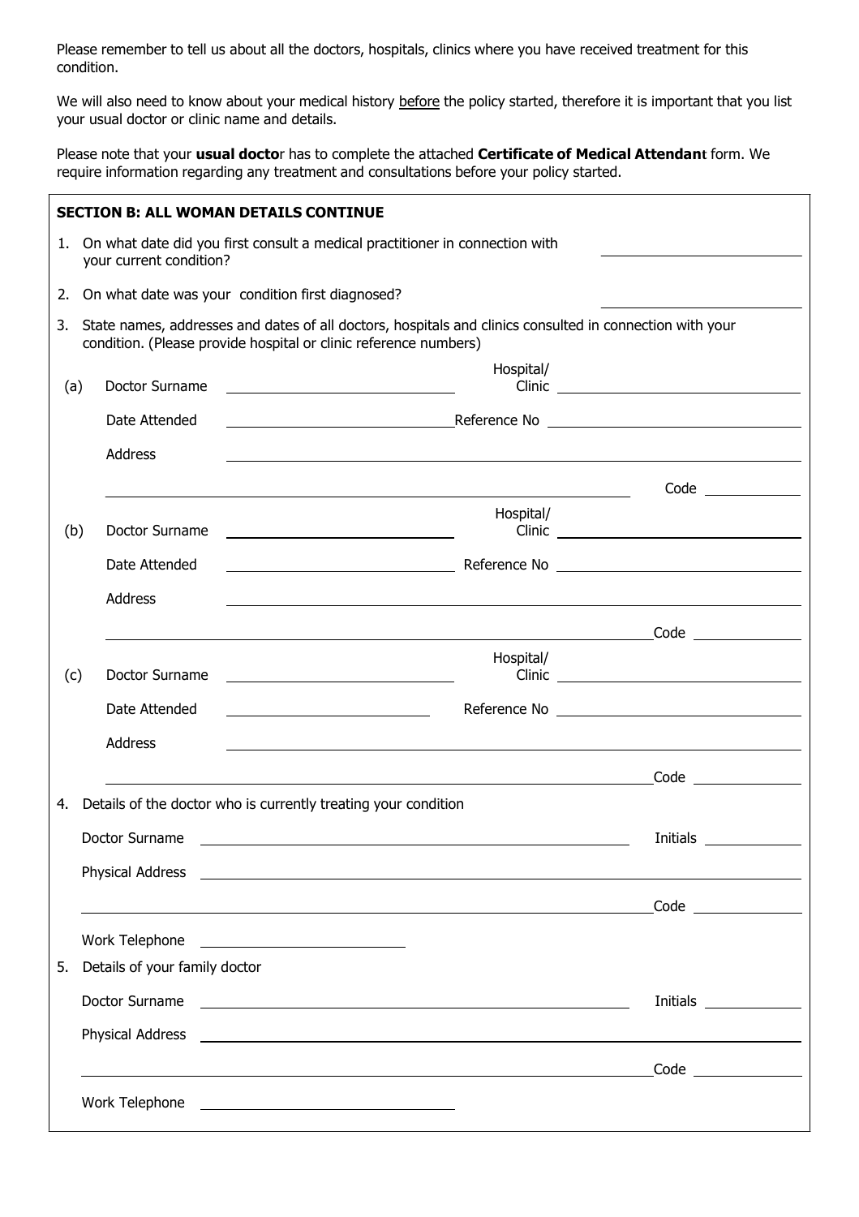Please remember to tell us about all the doctors, hospitals, clinics where you have received treatment for this condition.

We will also need to know about your medical history before the policy started, therefore it is important that you list your usual doctor or clinic name and details.

Please note that your **usual doctor** has to complete the attached **Certificate of Medical Attendant** form. We require information regarding any treatment and consultations before your policy started.

**SECTION B: ALL WOMAN DETAILS CONTINUE**

1. On what date did you first consult a medical practitioner in connection with your current condition? ____________________

2. On what date was your condition first diagnosed? ____________________

3. State names, addresses and dates of all doctors, hospitals and clinics consulted in connection with your condition. (Please provide hospital or clinic reference numbers)

(a) Doctor Surname ____________________ Hospital/ Clinic ____________________

Date Attended ____________________ Reference No ____________________

Address ________________________________________

________________________________________ Code __________

(b) Doctor Surname ____________________ Hospital/ Clinic ____________________

Date Attended ____________________ Reference No ____________________

Address ________________________________________

________________________________________ Code __________

(c) Doctor Surname ____________________ Hospital/ Clinic ____________________

Date Attended ____________________ Reference No ____________________

Address ________________________________________

________________________________________ Code __________

4. Details of the doctor who is currently treating your condition

Doctor Surname ________________________________________ Initials __________

Physical Address ________________________________________

________________________________________ Code __________

Work Telephone ____________________

5. Details of your family doctor

Doctor Surname ________________________________________ Initials __________

Physical Address ________________________________________

________________________________________ Code __________

Work Telephone ____________________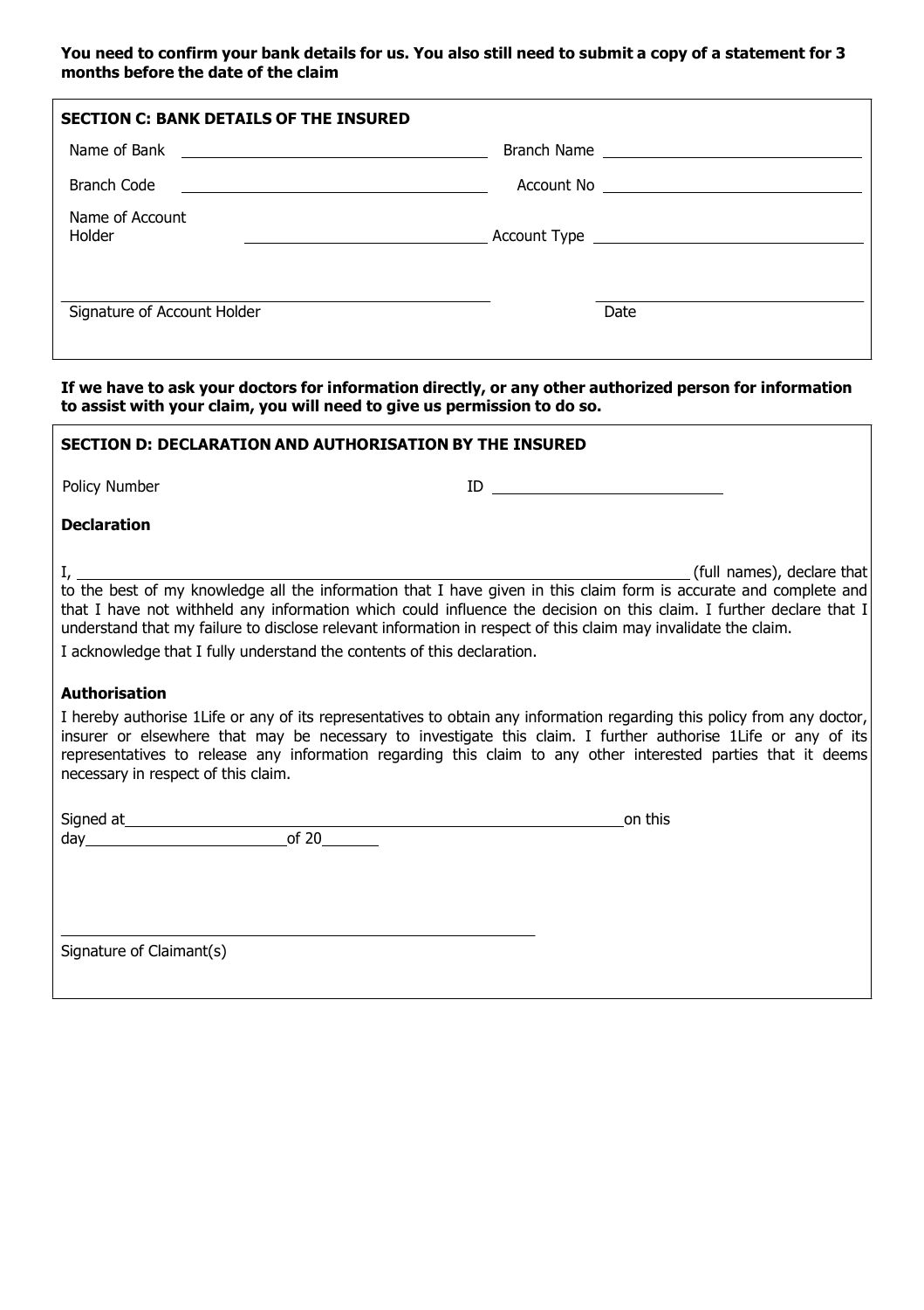**You need to confirm your bank details for us. You also still need to submit a copy of a statement for 3 months before the date of the claim**

## SECTION C: BANK DETAILS OF THE INSURED

Name of Bank ______________________ Branch Name ______________________

Branch Code ______________________ Account No ______________________

Name of Account Holder ______________________ Account Type ______________________

______________________ ______________________

Signature of Account Holder Date

**If we have to ask your doctors for information directly, or any other authorized person for information to assist with your claim, you will need to give us permission to do so.**

## SECTION D: DECLARATION AND AUTHORISATION BY THE INSURED

Policy Number ID ______________________

**Declaration**

I, ______________________________________________ (full names), declare that to the best of my knowledge all the information that I have given in this claim form is accurate and complete and that I have not withheld any information which could influence the decision on this claim. I further declare that I understand that my failure to disclose relevant information in respect of this claim may invalidate the claim.

I acknowledge that I fully understand the contents of this declaration.

**Authorisation**

I hereby authorise 1Life or any of its representatives to obtain any information regarding this policy from any doctor, insurer or elsewhere that may be necessary to investigate this claim. I further authorise 1Life or any of its representatives to release any information regarding this claim to any other interested parties that it deems necessary in respect of this claim.

Signed at ______________________________________ on this day ______________ of 20______

______________________________________

Signature of Claimant(s)